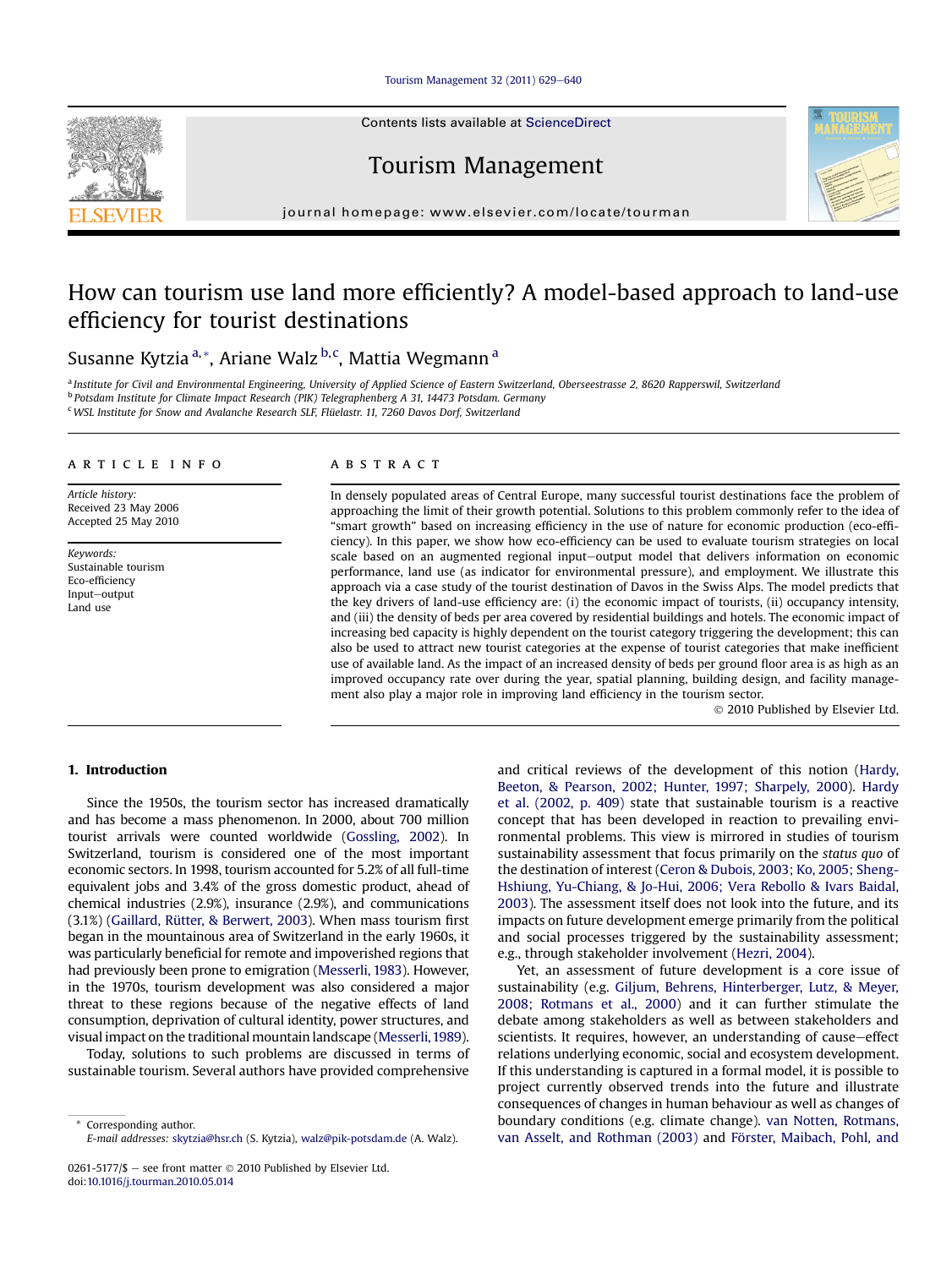# How can tourism use land more efficiently? A model-based approach to land-use efficiency for tourist destinations

Susanne Kytzia [a,*], Ariane Walz [b,c], Mattia Wegmann [a]

[a] Institute for Civil and Environmental Engineering, University of Applied Science of Eastern Switzerland, Oberseestrasse 2, 8620 Rapperswil, Switzerland
[b] Potsdam Institute for Climate Impact Research (PIK) Telegraphenberg A 31, 14473 Potsdam. Germany
[c] WSL Institute for Snow and Avalanche Research SLF, Flüelastr. 11, 7260 Davos Dorf, Switzerland

**ARTICLE INFO**

*Article history:*
Received 23 May 2006
Accepted 25 May 2010

*Keywords:*
Sustainable tourism
Eco-efficiency
Input–output
Land use

**ABSTRACT**

In densely populated areas of Central Europe, many successful tourist destinations face the problem of approaching the limit of their growth potential. Solutions to this problem commonly refer to the idea of "smart growth" based on increasing efficiency in the use of nature for economic production (eco-efficiency). In this paper, we show how eco-efficiency can be used to evaluate tourism strategies on local scale based on an augmented regional input–output model that delivers information on economic performance, land use (as indicator for environmental pressure), and employment. We illustrate this approach via a case study of the tourist destination of Davos in the Swiss Alps. The model predicts that the key drivers of land-use efficiency are: (i) the economic impact of tourists, (ii) occupancy intensity, and (iii) the density of beds per area covered by residential buildings and hotels. The economic impact of increasing bed capacity is highly dependent on the tourist category triggering the development; this can also be used to attract new tourist categories at the expense of tourist categories that make inefficient use of available land. As the impact of an increased density of beds per ground floor area is as high as an improved occupancy rate over during the year, spatial planning, building design, and facility management also play a major role in improving land efficiency in the tourism sector.

© 2010 Published by Elsevier Ltd.

## 1. Introduction

Since the 1950s, the tourism sector has increased dramatically and has become a mass phenomenon. In 2000, about 700 million tourist arrivals were counted worldwide (Gossling, 2002). In Switzerland, tourism is considered one of the most important economic sectors. In 1998, tourism accounted for 5.2% of all full-time equivalent jobs and 3.4% of the gross domestic product, ahead of chemical industries (2.9%), insurance (2.9%), and communications (3.1%) (Gaillard, Rütter, & Berwert, 2003). When mass tourism first began in the mountainous area of Switzerland in the early 1960s, it was particularly beneficial for remote and impoverished regions that had previously been prone to emigration (Messerli, 1983). However, in the 1970s, tourism development was also considered a major threat to these regions because of the negative effects of land consumption, deprivation of cultural identity, power structures, and visual impact on the traditional mountain landscape (Messerli, 1989).

Today, solutions to such problems are discussed in terms of sustainable tourism. Several authors have provided comprehensive and critical reviews of the development of this notion (Hardy, Beeton, & Pearson, 2002; Hunter, 1997; Sharpely, 2000). Hardy et al. (2002, p. 409) state that sustainable tourism is a reactive concept that has been developed in reaction to prevailing environmental problems. This view is mirrored in studies of tourism sustainability assessment that focus primarily on the *status quo* of the destination of interest (Ceron & Dubois, 2003; Ko, 2005; Sheng-Hshiung, Yu-Chiang, & Jo-Hui, 2006; Vera Rebollo & Ivars Baidal, 2003). The assessment itself does not look into the future, and its impacts on future development emerge primarily from the political and social processes triggered by the sustainability assessment; e.g., through stakeholder involvement (Hezri, 2004).

Yet, an assessment of future development is a core issue of sustainability (e.g. Giljum, Behrens, Hinterberger, Lutz, & Meyer, 2008; Rotmans et al., 2000) and it can further stimulate the debate among stakeholders as well as between stakeholders and scientists. It requires, however, an understanding of cause–effect relations underlying economic, social and ecosystem development. If this understanding is captured in a formal model, it is possible to project currently observed trends into the future and illustrate consequences of changes in human behaviour as well as changes of boundary conditions (e.g. climate change). van Notten, Rotmans, van Asselt, and Rothman (2003) and Förster, Maibach, Pohl, and

* Corresponding author.
E-mail addresses: skytzia@hsr.ch (S. Kytzia), walz@pik-potsdam.de (A. Walz).

0261-5177/$ – see front matter © 2010 Published by Elsevier Ltd.
doi:10.1016/j.tourman.2010.05.014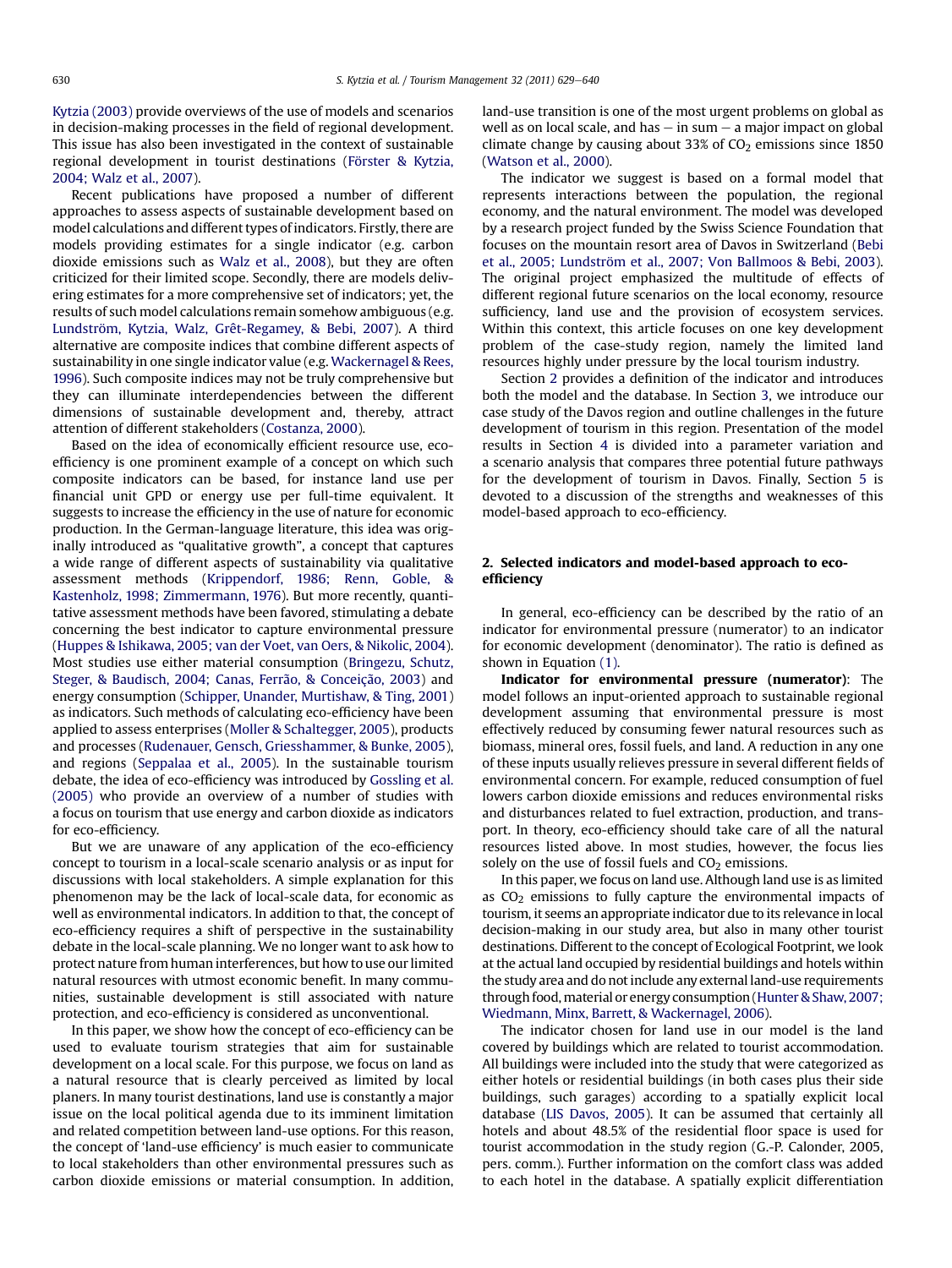Kytzia (2003) provide overviews of the use of models and scenarios in decision-making processes in the field of regional development. This issue has also been investigated in the context of sustainable regional development in tourist destinations (Förster & Kytzia, 2004; Walz et al., 2007).

Recent publications have proposed a number of different approaches to assess aspects of sustainable development based on model calculations and different types of indicators. Firstly, there are models providing estimates for a single indicator (e.g. carbon dioxide emissions such as Walz et al., 2008), but they are often criticized for their limited scope. Secondly, there are models delivering estimates for a more comprehensive set of indicators; yet, the results of such model calculations remain somehow ambiguous (e.g. Lundström, Kytzia, Walz, Grêt-Regamey, & Bebi, 2007). A third alternative are composite indices that combine different aspects of sustainability in one single indicator value (e.g. Wackernagel & Rees, 1996). Such composite indices may not be truly comprehensive but they can illuminate interdependencies between the different dimensions of sustainable development and, thereby, attract attention of different stakeholders (Costanza, 2000).

Based on the idea of economically efficient resource use, eco-efficiency is one prominent example of a concept on which such composite indicators can be based, for instance land use per financial unit GPD or energy use per full-time equivalent. It suggests to increase the efficiency in the use of nature for economic production. In the German-language literature, this idea was originally introduced as "qualitative growth", a concept that captures a wide range of different aspects of sustainability via qualitative assessment methods (Krippendorf, 1986; Renn, Goble, & Kastenholz, 1998; Zimmermann, 1976). But more recently, quantitative assessment methods have been favored, stimulating a debate concerning the best indicator to capture environmental pressure (Huppes & Ishikawa, 2005; van der Voet, van Oers, & Nikolic, 2004). Most studies use either material consumption (Bringezu, Schutz, Steger, & Baudisch, 2004; Canas, Ferrão, & Conceição, 2003) and energy consumption (Schipper, Unander, Murtishaw, & Ting, 2001) as indicators. Such methods of calculating eco-efficiency have been applied to assess enterprises (Moller & Schaltegger, 2005), products and processes (Rudenauer, Gensch, Griesshammer, & Bunke, 2005), and regions (Seppalaa et al., 2005). In the sustainable tourism debate, the idea of eco-efficiency was introduced by Gossling et al. (2005) who provide an overview of a number of studies with a focus on tourism that use energy and carbon dioxide as indicators for eco-efficiency.

But we are unaware of any application of the eco-efficiency concept to tourism in a local-scale scenario analysis or as input for discussions with local stakeholders. A simple explanation for this phenomenon may be the lack of local-scale data, for economic as well as environmental indicators. In addition to that, the concept of eco-efficiency requires a shift of perspective in the sustainability debate in the local-scale planning. We no longer want to ask how to protect nature from human interferences, but how to use our limited natural resources with utmost economic benefit. In many communities, sustainable development is still associated with nature protection, and eco-efficiency is considered as unconventional.

In this paper, we show how the concept of eco-efficiency can be used to evaluate tourism strategies that aim for sustainable development on a local scale. For this purpose, we focus on land as a natural resource that is clearly perceived as limited by local planers. In many tourist destinations, land use is constantly a major issue on the local political agenda due to its imminent limitation and related competition between land-use options. For this reason, the concept of 'land-use efficiency' is much easier to communicate to local stakeholders than other environmental pressures such as carbon dioxide emissions or material consumption. In addition, land-use transition is one of the most urgent problems on global as well as on local scale, and has – in sum – a major impact on global climate change by causing about 33% of $CO_2$ emissions since 1850 (Watson et al., 2000).

The indicator we suggest is based on a formal model that represents interactions between the population, the regional economy, and the natural environment. The model was developed by a research project funded by the Swiss Science Foundation that focuses on the mountain resort area of Davos in Switzerland (Bebi et al., 2005; Lundström et al., 2007; Von Ballmoos & Bebi, 2003). The original project emphasized the multitude of effects of different regional future scenarios on the local economy, resource sufficiency, land use and the provision of ecosystem services. Within this context, this article focuses on one key development problem of the case-study region, namely the limited land resources highly under pressure by the local tourism industry.

Section 2 provides a definition of the indicator and introduces both the model and the database. In Section 3, we introduce our case study of the Davos region and outline challenges in the future development of tourism in this region. Presentation of the model results in Section 4 is divided into a parameter variation and a scenario analysis that compares three potential future pathways for the development of tourism in Davos. Finally, Section 5 is devoted to a discussion of the strengths and weaknesses of this model-based approach to eco-efficiency.

## 2. Selected indicators and model-based approach to eco-efficiency

In general, eco-efficiency can be described by the ratio of an indicator for environmental pressure (numerator) to an indicator for economic development (denominator). The ratio is defined as shown in Equation (1).

**Indicator for environmental pressure (numerator)**: The model follows an input-oriented approach to sustainable regional development assuming that environmental pressure is most effectively reduced by consuming fewer natural resources such as biomass, mineral ores, fossil fuels, and land. A reduction in any one of these inputs usually relieves pressure in several different fields of environmental concern. For example, reduced consumption of fuel lowers carbon dioxide emissions and reduces environmental risks and disturbances related to fuel extraction, production, and transport. In theory, eco-efficiency should take care of all the natural resources listed above. In most studies, however, the focus lies solely on the use of fossil fuels and $CO_2$ emissions.

In this paper, we focus on land use. Although land use is as limited as $CO_2$ emissions to fully capture the environmental impacts of tourism, it seems an appropriate indicator due to its relevance in local decision-making in our study area, but also in many other tourist destinations. Different to the concept of Ecological Footprint, we look at the actual land occupied by residential buildings and hotels within the study area and do not include any external land-use requirements through food, material or energy consumption (Hunter & Shaw, 2007; Wiedmann, Minx, Barrett, & Wackernagel, 2006).

The indicator chosen for land use in our model is the land covered by buildings which are related to tourist accommodation. All buildings were included into the study that were categorized as either hotels or residential buildings (in both cases plus their side buildings, such garages) according to a spatially explicit local database (LIS Davos, 2005). It can be assumed that certainly all hotels and about 48.5% of the residential floor space is used for tourist accommodation in the study region (G.-P. Calonder, 2005, pers. comm.). Further information on the comfort class was added to each hotel in the database. A spatially explicit differentiation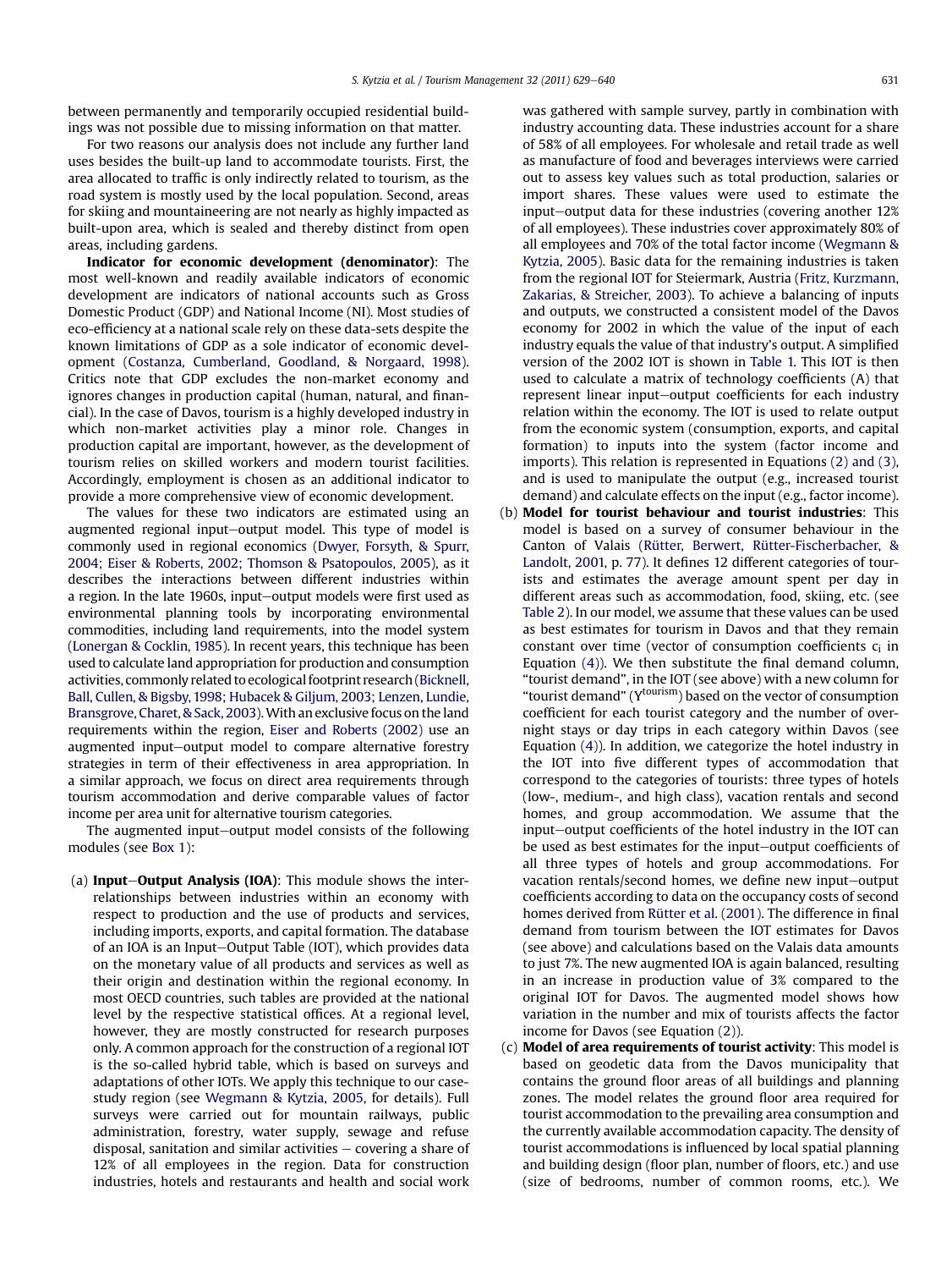between permanently and temporarily occupied residential buildings was not possible due to missing information on that matter.

For two reasons our analysis does not include any further land uses besides the built-up land to accommodate tourists. First, the area allocated to traffic is only indirectly related to tourism, as the road system is mostly used by the local population. Second, areas for skiing and mountaineering are not nearly as highly impacted as built-upon area, which is sealed and thereby distinct from open areas, including gardens.

**Indicator for economic development (denominator)**: The most well-known and readily available indicators of economic development are indicators of national accounts such as Gross Domestic Product (GDP) and National Income (NI). Most studies of eco-efficiency at a national scale rely on these data-sets despite the known limitations of GDP as a sole indicator of economic development (Costanza, Cumberland, Goodland, & Norgaard, 1998). Critics note that GDP excludes the non-market economy and ignores changes in production capital (human, natural, and financial). In the case of Davos, tourism is a highly developed industry in which non-market activities play a minor role. Changes in production capital are important, however, as the development of tourism relies on skilled workers and modern tourist facilities. Accordingly, employment is chosen as an additional indicator to provide a more comprehensive view of economic development.

The values for these two indicators are estimated using an augmented regional input–output model. This type of model is commonly used in regional economics (Dwyer, Forsyth, & Spurr, 2004; Eiser & Roberts, 2002; Thomson & Psatopoulos, 2005), as it describes the interactions between different industries within a region. In the late 1960s, input–output models were first used as environmental planning tools by incorporating environmental commodities, including land requirements, into the model system (Lonergan & Cocklin, 1985). In recent years, this technique has been used to calculate land appropriation for production and consumption activities, commonly related to ecological footprint research (Bicknell, Ball, Cullen, & Bigsby, 1998; Hubacek & Giljum, 2003; Lenzen, Lundie, Bransgrove, Charet, & Sack, 2003). With an exclusive focus on the land requirements within the region, Eiser and Roberts (2002) use an augmented input–output model to compare alternative forestry strategies in term of their effectiveness in area appropriation. In a similar approach, we focus on direct area requirements through tourism accommodation and derive comparable values of factor income per area unit for alternative tourism categories.

The augmented input–output model consists of the following modules (see Box 1):

(a) **Input–Output Analysis (IOA)**: This module shows the interrelationships between industries within an economy with respect to production and the use of products and services, including imports, exports, and capital formation. The database of an IOA is an Input–Output Table (IOT), which provides data on the monetary value of all products and services as well as their origin and destination within the regional economy. In most OECD countries, such tables are provided at the national level by the respective statistical offices. At a regional level, however, they are mostly constructed for research purposes only. A common approach for the construction of a regional IOT is the so-called hybrid table, which is based on surveys and adaptations of other IOTs. We apply this technique to our case-study region (see Wegmann & Kytzia, 2005, for details). Full surveys were carried out for mountain railways, public administration, forestry, water supply, sewage and refuse disposal, sanitation and similar activities – covering a share of 12% of all employees in the region. Data for construction industries, hotels and restaurants and health and social work was gathered with sample survey, partly in combination with industry accounting data. These industries account for a share of 58% of all employees. For wholesale and retail trade as well as manufacture of food and beverages interviews were carried out to assess key values such as total production, salaries or import shares. These values were used to estimate the input–output data for these industries (covering another 12% of all employees). These industries cover approximately 80% of all employees and 70% of the total factor income (Wegmann & Kytzia, 2005). Basic data for the remaining industries is taken from the regional IOT for Steiermark, Austria (Fritz, Kurzmann, Zakarias, & Streicher, 2003). To achieve a balancing of inputs and outputs, we constructed a consistent model of the Davos economy for 2002 in which the value of the input of each industry equals the value of that industry's output. A simplified version of the 2002 IOT is shown in Table 1. This IOT is then used to calculate a matrix of technology coefficients (A) that represent linear input–output coefficients for each industry relation within the economy. The IOT is used to relate output from the economic system (consumption, exports, and capital formation) to inputs into the system (factor income and imports). This relation is represented in Equations (2) and (3), and is used to manipulate the output (e.g., increased tourist demand) and calculate effects on the input (e.g., factor income).

(b) **Model for tourist behaviour and tourist industries**: This model is based on a survey of consumer behaviour in the Canton of Valais (Rütter, Berwert, Rütter-Fischerbacher, & Landolt, 2001, p. 77). It defines 12 different categories of tourists and estimates the average amount spent per day in different areas such as accommodation, food, skiing, etc. (see Table 2). In our model, we assume that these values can be used as best estimates for tourism in Davos and that they remain constant over time (vector of consumption coefficients $c_i$ in Equation (4)). We then substitute the final demand column, "tourist demand", in the IOT (see above) with a new column for "tourist demand" ($Y^{tourism}$) based on the vector of consumption coefficient for each tourist category and the number of overnight stays or day trips in each category within Davos (see Equation (4)). In addition, we categorize the hotel industry in the IOT into five different types of accommodation that correspond to the categories of tourists: three types of hotels (low-, medium-, and high class), vacation rentals and second homes, and group accommodation. We assume that the input–output coefficients of the hotel industry in the IOT can be used as best estimates for the input–output coefficients of all three types of hotels and group accommodations. For vacation rentals/second homes, we define new input–output coefficients according to data on the occupancy costs of second homes derived from Rütter et al. (2001). The difference in final demand from tourism between the IOT estimates for Davos (see above) and calculations based on the Valais data amounts to just 7%. The new augmented IOA is again balanced, resulting in an increase in production value of 3% compared to the original IOT for Davos. The augmented model shows how variation in the number and mix of tourists affects the factor income for Davos (see Equation (2)).

(c) **Model of area requirements of tourist activity**: This model is based on geodetic data from the Davos municipality that contains the ground floor areas of all buildings and planning zones. The model relates the ground floor area required for tourist accommodation to the prevailing area consumption and the currently available accommodation capacity. The density of tourist accommodations is influenced by local spatial planning and building design (floor plan, number of floors, etc.) and use (size of bedrooms, number of common rooms, etc.). We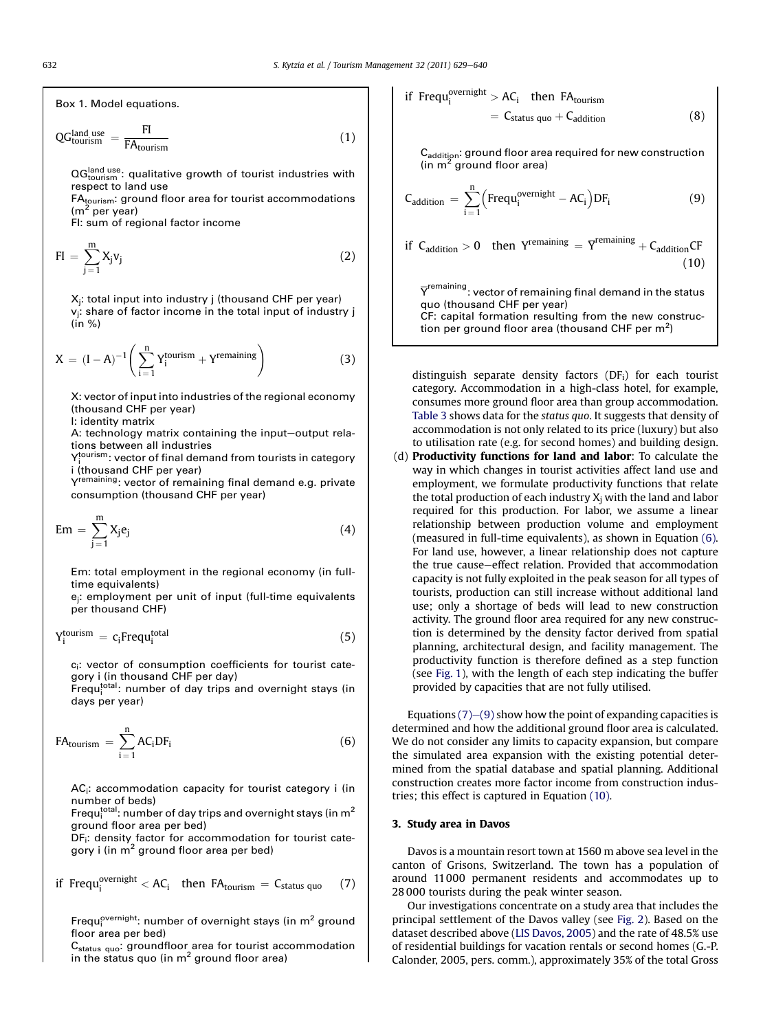Box 1. Model equations.

$$QG_{tourism}^{land\ use} = \frac{FI}{FA_{tourism}} \tag{1}$$

$QG_{tourism}^{land\ use}$: qualitative growth of tourist industries with respect to land use
$FA_{tourism}$: ground floor area for tourist accommodations ($m^2$ per year)
FI: sum of regional factor income

$$FI = \sum_{j=1}^{m} X_j v_j \tag{2}$$

$X_j$: total input into industry j (thousand CHF per year)
$v_j$: share of factor income in the total input of industry j (in %)

$$X = (I - A)^{-1}\left(\sum_{i=1}^{n} Y_i^{tourism} + Y^{remaining}\right) \tag{3}$$

X: vector of input into industries of the regional economy (thousand CHF per year)
I: identity matrix
A: technology matrix containing the input–output relations between all industries
$Y_i^{tourism}$: vector of final demand from tourists in category i (thousand CHF per year)
$Y^{remaining}$: vector of remaining final demand e.g. private consumption (thousand CHF per year)

$$Em = \sum_{j=1}^{m} X_j e_j \tag{4}$$

Em: total employment in the regional economy (in full-time equivalents)
$e_j$: employment per unit of input (full-time equivalents per thousand CHF)

$$Y_i^{tourism} = c_i Frequ_i^{total} \tag{5}$$

$c_i$: vector of consumption coefficients for tourist category i (in thousand CHF per day)
$Frequ_i^{total}$: number of day trips and overnight stays (in days per year)

$$FA_{tourism} = \sum_{i=1}^{n} AC_i DF_i \tag{6}$$

$AC_i$: accommodation capacity for tourist category i (in number of beds)
$Frequ_i^{total}$: number of day trips and overnight stays (in $m^2$ ground floor area per bed)
$DF_i$: density factor for accommodation for tourist category i (in $m^2$ ground floor area per bed)

$$\text{if } Frequ_i^{overnight} < AC_i \quad \text{then } FA_{tourism} = C_{status\ quo} \tag{7}$$

$Frequ_i^{overnight}$: number of overnight stays (in $m^2$ ground floor area per bed)
$C_{status\ quo}$: groundfloor area for tourist accommodation in the status quo (in $m^2$ ground floor area)

$$\text{if } Frequ_i^{overnight} > AC_i \quad \text{then } FA_{tourism} = C_{status\ quo} + C_{addition} \tag{8}$$

$C_{addition}$: ground floor area required for new construction (in $m^2$ ground floor area)

$$C_{addition} = \sum_{i=1}^{n}\left(Frequ_i^{overnight} - AC_i\right)DF_i \tag{9}$$

$$\text{if } C_{addition} > 0 \quad \text{then } Y^{remaining} = \overline{Y}^{remaining} + C_{addition}CF \tag{10}$$

$\overline{Y}^{remaining}$: vector of remaining final demand in the status quo (thousand CHF per year)
CF: capital formation resulting from the new construction per ground floor area (thousand CHF per $m^2$)

distinguish separate density factors ($DF_i$) for each tourist category. Accommodation in a high-class hotel, for example, consumes more ground floor area than group accommodation. Table 3 shows data for the *status quo*. It suggests that density of accommodation is not only related to its price (luxury) but also to utilisation rate (e.g. for second homes) and building design.

(d) **Productivity functions for land and labor**: To calculate the way in which changes in tourist activities affect land use and employment, we formulate productivity functions that relate the total production of each industry $X_j$ with the land and labor required for this production. For labor, we assume a linear relationship between production volume and employment (measured in full-time equivalents), as shown in Equation (6). For land use, however, a linear relationship does not capture the true cause–effect relation. Provided that accommodation capacity is not fully exploited in the peak season for all types of tourists, production can still increase without additional land use; only a shortage of beds will lead to new construction activity. The ground floor area required for any new construction is determined by the density factor derived from spatial planning, architectural design, and facility management. The productivity function is therefore defined as a step function (see Fig. 1), with the length of each step indicating the buffer provided by capacities that are not fully utilised.

Equations (7)–(9) show how the point of expanding capacities is determined and how the additional ground floor area is calculated. We do not consider any limits to capacity expansion, but compare the simulated area expansion with the existing potential determined from the spatial database and spatial planning. Additional construction creates more factor income from construction industries; this effect is captured in Equation (10).

## 3. Study area in Davos

Davos is a mountain resort town at 1560 m above sea level in the canton of Grisons, Switzerland. The town has a population of around 11 000 permanent residents and accommodates up to 28 000 tourists during the peak winter season.

Our investigations concentrate on a study area that includes the principal settlement of the Davos valley (see Fig. 2). Based on the dataset described above (LIS Davos, 2005) and the rate of 48.5% use of residential buildings for vacation rentals or second homes (G.-P. Calonder, 2005, pers. comm.), approximately 35% of the total Gross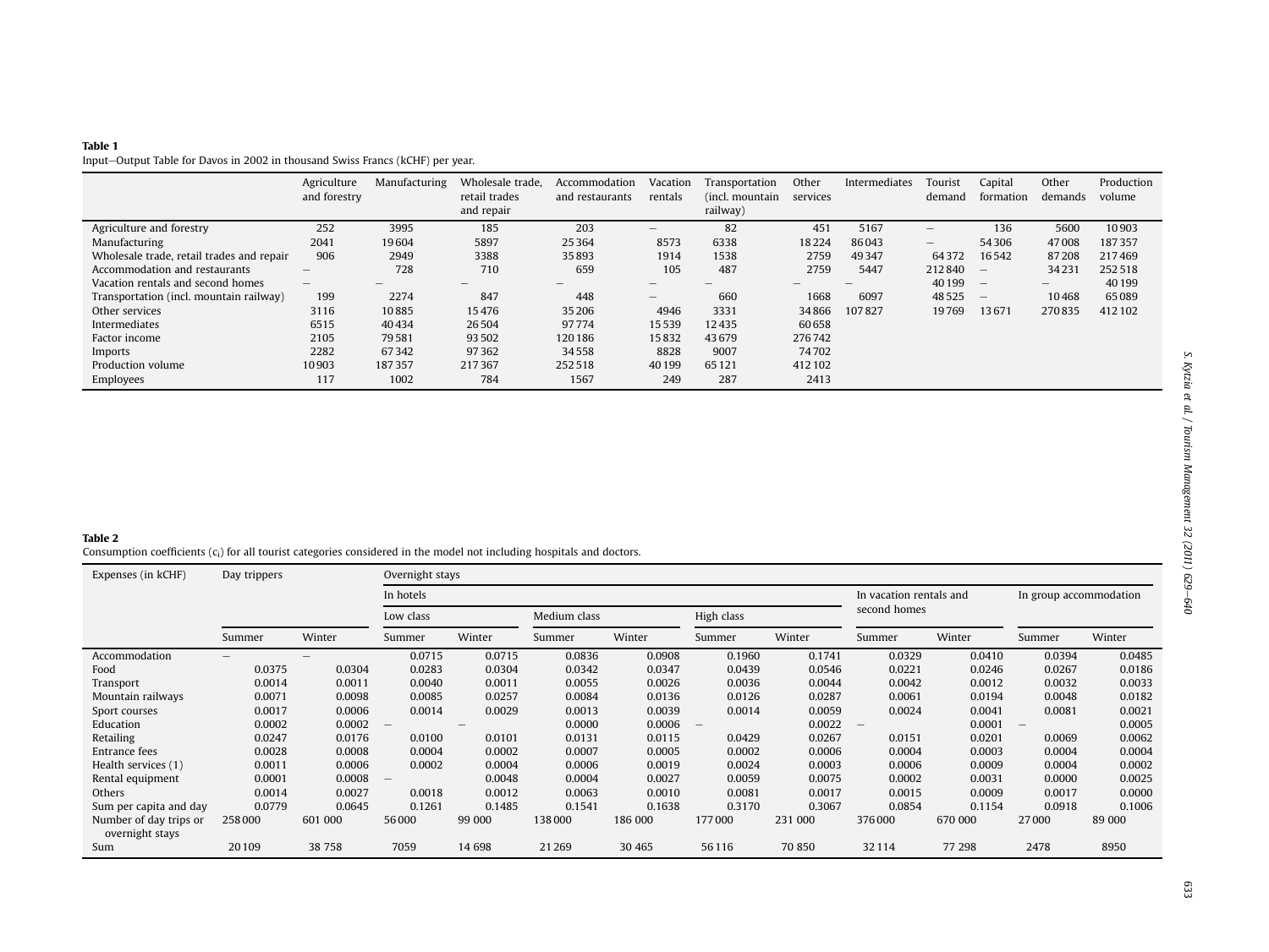**Table 1**
Input–Output Table for Davos in 2002 in thousand Swiss Francs (kCHF) per year.

| | Agriculture and forestry | Manufacturing | Wholesale trade, retail trades and repair | Accommodation and restaurants | Vacation rentals | Transportation (incl. mountain railway) | Other services | Intermediates | Tourist demand | Capital formation | Other demands | Production volume |
|---|---|---|---|---|---|---|---|---|---|---|---|---|
| Agriculture and forestry | 252 | 3995 | 185 | 203 | – | 82 | 451 | 5167 | – | 136 | 5600 | 10 903 |
| Manufacturing | 2041 | 19 604 | 5897 | 25 364 | 8573 | 6338 | 18 224 | 86 043 | – | 54 306 | 47 008 | 187 357 |
| Wholesale trade, retail trades and repair | 906 | 2949 | 3388 | 35 893 | 1914 | 1538 | 2759 | 49 347 | 64 372 | 16 542 | 87 208 | 217 469 |
| Accommodation and restaurants | – | 728 | 710 | 659 | 105 | 487 | 2759 | 5447 | 212 840 | – | 34 231 | 252 518 |
| Vacation rentals and second homes | – | – | – | – | – | – | – | – | 40 199 | – | – | 40 199 |
| Transportation (incl. mountain railway) | 199 | 2274 | 847 | 448 | – | 660 | 1668 | 6097 | 48 525 | – | 10 468 | 65 089 |
| Other services | 3116 | 10 885 | 15 476 | 35 206 | 4946 | 3331 | 34 866 | 107 827 | 19 769 | 13 671 | 270 835 | 412 102 |
| Intermediates | 6515 | 40 434 | 26 504 | 97 774 | 15 539 | 12 435 | 60 658 | | | | | |
| Factor income | 2105 | 79 581 | 93 502 | 120 186 | 15 832 | 43 679 | 276 742 | | | | | |
| Imports | 2282 | 67 342 | 97 362 | 34 558 | 8828 | 9007 | 74 702 | | | | | |
| Production volume | 10 903 | 187 357 | 217 367 | 252 518 | 40 199 | 65 121 | 412 102 | | | | | |
| Employees | 117 | 1002 | 784 | 1567 | 249 | 287 | 2413 | | | | | |

**Table 2**
Consumption coefficients ($c_i$) for all tourist categories considered in the model not including hospitals and doctors.

| Expenses (in kCHF) | Day trippers | | Overnight stays | | | | | | | | | | | |
|---|---|---|---|---|---|---|---|---|---|---|---|---|---|---|
| | | | In hotels | | | | | | In vacation rentals and second homes | | In group accommodation | |
| | | | Low class | | Medium class | | High class | | | | | |
| | Summer | Winter | Summer | Winter | Summer | Winter | Summer | Winter | Summer | Winter | Summer | Winter |
| Accommodation | – | – | 0.0715 | 0.0715 | 0.0836 | 0.0908 | 0.1960 | 0.1741 | 0.0329 | 0.0410 | 0.0394 | 0.0485 |
| Food | 0.0375 | 0.0304 | 0.0283 | 0.0304 | 0.0342 | 0.0347 | 0.0439 | 0.0546 | 0.0221 | 0.0246 | 0.0267 | 0.0186 |
| Transport | 0.0014 | 0.0011 | 0.0040 | 0.0011 | 0.0055 | 0.0026 | 0.0036 | 0.0044 | 0.0042 | 0.0012 | 0.0032 | 0.0033 |
| Mountain railways | 0.0071 | 0.0098 | 0.0085 | 0.0257 | 0.0084 | 0.0136 | 0.0126 | 0.0287 | 0.0061 | 0.0194 | 0.0048 | 0.0182 |
| Sport courses | 0.0017 | 0.0006 | 0.0014 | 0.0029 | 0.0013 | 0.0039 | 0.0014 | 0.0059 | 0.0024 | 0.0041 | 0.0081 | 0.0021 |
| Education | 0.0002 | 0.0002 | – | – | 0.0000 | 0.0006 | – | 0.0022 | – | 0.0001 | – | 0.0005 |
| Retailing | 0.0247 | 0.0176 | 0.0100 | 0.0101 | 0.0131 | 0.0115 | 0.0429 | 0.0267 | 0.0151 | 0.0201 | 0.0069 | 0.0062 |
| Entrance fees | 0.0028 | 0.0008 | 0.0004 | 0.0002 | 0.0007 | 0.0005 | 0.0002 | 0.0006 | 0.0004 | 0.0003 | 0.0004 | 0.0004 |
| Health services (1) | 0.0011 | 0.0006 | 0.0002 | 0.0004 | 0.0006 | 0.0019 | 0.0024 | 0.0003 | 0.0006 | 0.0009 | 0.0004 | 0.0002 |
| Rental equipment | 0.0001 | 0.0008 | – | 0.0048 | 0.0004 | 0.0027 | 0.0059 | 0.0075 | 0.0002 | 0.0031 | 0.0000 | 0.0025 |
| Others | 0.0014 | 0.0027 | 0.0018 | 0.0012 | 0.0063 | 0.0010 | 0.0081 | 0.0017 | 0.0015 | 0.0009 | 0.0017 | 0.0000 |
| Sum per capita and day | 0.0779 | 0.0645 | 0.1261 | 0.1485 | 0.1541 | 0.1638 | 0.3170 | 0.3067 | 0.0854 | 0.1154 | 0.0918 | 0.1006 |
| Number of day trips or overnight stays | 258 000 | 601 000 | 56 000 | 99 000 | 138 000 | 186 000 | 177 000 | 231 000 | 376 000 | 670 000 | 27 000 | 89 000 |
| Sum | 20 109 | 38 758 | 7059 | 14 698 | 21 269 | 30 465 | 56 116 | 70 850 | 32 114 | 77 298 | 2478 | 8950 |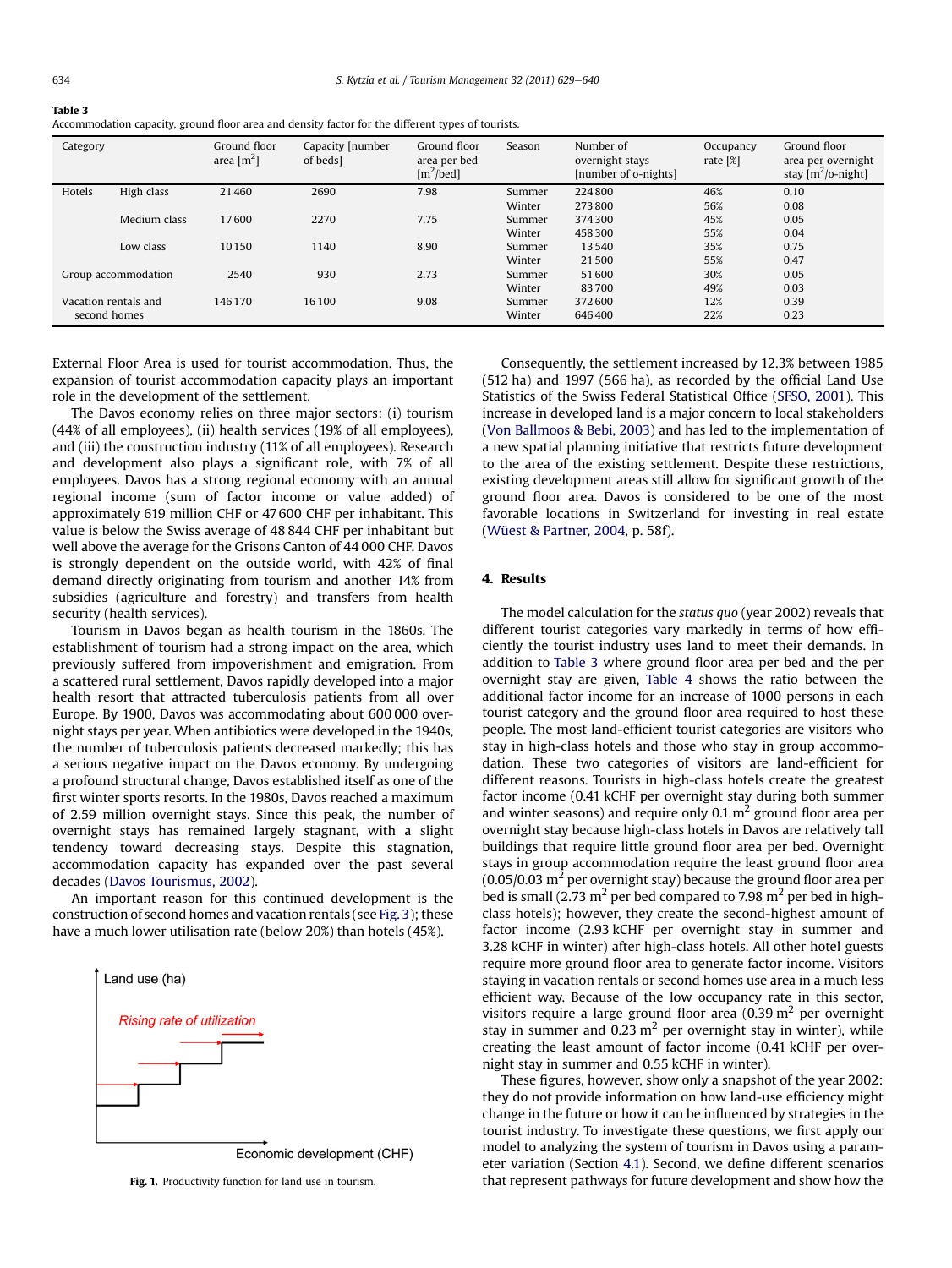**Table 3**
Accommodation capacity, ground floor area and density factor for the different types of tourists.

| Category | | Ground floor area [m$^2$] | Capacity [number of beds] | Ground floor area per bed [m$^2$/bed] | Season | Number of overnight stays [number of o-nights] | Occupancy rate [%] | Ground floor area per overnight stay [m$^2$/o-night] |
|---|---|---|---|---|---|---|---|---|
| Hotels | High class | 21 460 | 2690 | 7.98 | Summer | 224 800 | 46% | 0.10 |
| | | | | | Winter | 273 800 | 56% | 0.08 |
| | Medium class | 17 600 | 2270 | 7.75 | Summer | 374 300 | 45% | 0.05 |
| | | | | | Winter | 458 300 | 55% | 0.04 |
| | Low class | 10 150 | 1140 | 8.90 | Summer | 13 540 | 35% | 0.75 |
| | | | | | Winter | 21 500 | 55% | 0.47 |
| Group accommodation | | 2540 | 930 | 2.73 | Summer | 51 600 | 30% | 0.05 |
| | | | | | Winter | 83 700 | 49% | 0.03 |
| Vacation rentals and second homes | | 146 170 | 16 100 | 9.08 | Summer | 372 600 | 12% | 0.39 |
| | | | | | Winter | 646 400 | 22% | 0.23 |

External Floor Area is used for tourist accommodation. Thus, the expansion of tourist accommodation capacity plays an important role in the development of the settlement.

The Davos economy relies on three major sectors: (i) tourism (44% of all employees), (ii) health services (19% of all employees), and (iii) the construction industry (11% of all employees). Research and development also plays a significant role, with 7% of all employees. Davos has a strong regional economy with an annual regional income (sum of factor income or value added) of approximately 619 million CHF or 47 600 CHF per inhabitant. This value is below the Swiss average of 48 844 CHF per inhabitant but well above the average for the Grisons Canton of 44 000 CHF. Davos is strongly dependent on the outside world, with 42% of final demand directly originating from tourism and another 14% from subsidies (agriculture and forestry) and transfers from health security (health services).

Tourism in Davos began as health tourism in the 1860s. The establishment of tourism had a strong impact on the area, which previously suffered from impoverishment and emigration. From a scattered rural settlement, Davos rapidly developed into a major health resort that attracted tuberculosis patients from all over Europe. By 1900, Davos was accommodating about 600 000 overnight stays per year. When antibiotics were developed in the 1940s, the number of tuberculosis patients decreased markedly; this has a serious negative impact on the Davos economy. By undergoing a profound structural change, Davos established itself as one of the first winter sports resorts. In the 1980s, Davos reached a maximum of 2.59 million overnight stays. Since this peak, the number of overnight stays has remained largely stagnant, with a slight tendency toward decreasing stays. Despite this stagnation, accommodation capacity has expanded over the past several decades (Davos Tourismus, 2002).

An important reason for this continued development is the construction of second homes and vacation rentals (see Fig. 3); these have a much lower utilisation rate (below 20%) than hotels (45%).

Land use (ha)

Rising rate of utilization

Economic development (CHF)

**Fig. 1.** Productivity function for land use in tourism.

Consequently, the settlement increased by 12.3% between 1985 (512 ha) and 1997 (566 ha), as recorded by the official Land Use Statistics of the Swiss Federal Statistical Office (SFSO, 2001). This increase in developed land is a major concern to local stakeholders (Von Ballmoos & Bebi, 2003) and has led to the implementation of a new spatial planning initiative that restricts future development to the area of the existing settlement. Despite these restrictions, existing development areas still allow for significant growth of the ground floor area. Davos is considered to be one of the most favorable locations in Switzerland for investing in real estate (Wüest & Partner, 2004, p. 58f).

## 4. Results

The model calculation for the *status quo* (year 2002) reveals that different tourist categories vary markedly in terms of how efficiently the tourist industry uses land to meet their demands. In addition to Table 3 where ground floor area per bed and the per overnight stay are given, Table 4 shows the ratio between the additional factor income for an increase of 1000 persons in each tourist category and the ground floor area required to host these people. The most land-efficient tourist categories are visitors who stay in high-class hotels and those who stay in group accommodation. These two categories of visitors are land-efficient for different reasons. Tourists in high-class hotels create the greatest factor income (0.41 kCHF per overnight stay during both summer and winter seasons) and require only 0.1 m$^2$ ground floor area per overnight stay because high-class hotels in Davos are relatively tall buildings that require little ground floor area per bed. Overnight stays in group accommodation require the least ground floor area (0.05/0.03 m$^2$ per overnight stay) because the ground floor area per bed is small (2.73 m$^2$ per bed compared to 7.98 m$^2$ per bed in high-class hotels); however, they create the second-highest amount of factor income (2.93 kCHF per overnight stay in summer and 3.28 kCHF in winter) after high-class hotels. All other hotel guests require more ground floor area to generate factor income. Visitors staying in vacation rentals or second homes use area in a much less efficient way. Because of the low occupancy rate in this sector, visitors require a large ground floor area (0.39 m$^2$ per overnight stay in summer and 0.23 m$^2$ per overnight stay in winter), while creating the least amount of factor income (0.41 kCHF per overnight stay in summer and 0.55 kCHF in winter).

These figures, however, show only a snapshot of the year 2002: they do not provide information on how land-use efficiency might change in the future or how it can be influenced by strategies in the tourist industry. To investigate these questions, we first apply our model to analyzing the system of tourism in Davos using a parameter variation (Section 4.1). Second, we define different scenarios that represent pathways for future development and show how the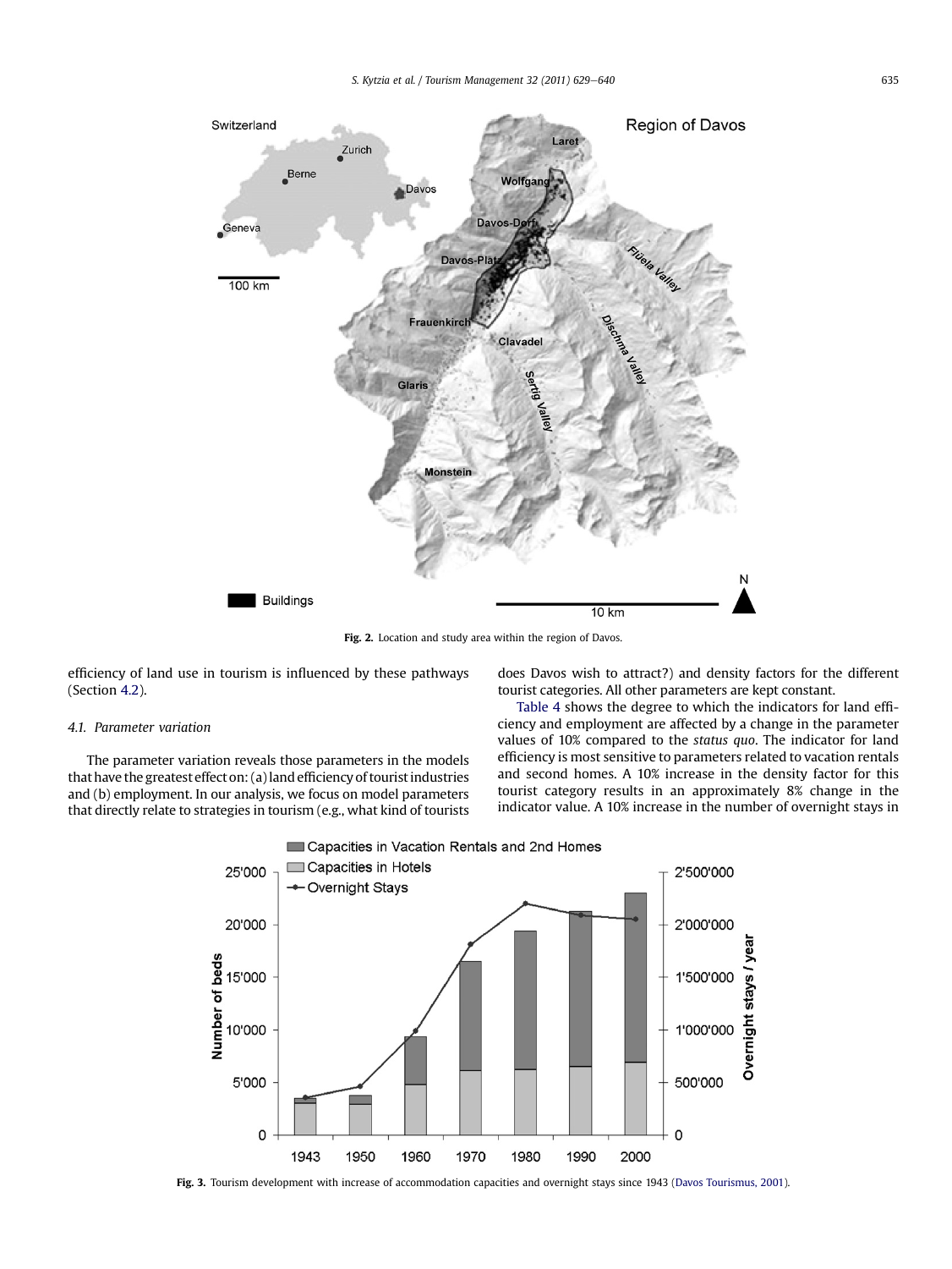Fig. 2. Location and study area within the region of Davos.

efficiency of land use in tourism is influenced by these pathways (Section 4.2).

### 4.1. Parameter variation

The parameter variation reveals those parameters in the models that have the greatest effect on: (a) land efficiency of tourist industries and (b) employment. In our analysis, we focus on model parameters that directly relate to strategies in tourism (e.g., what kind of tourists does Davos wish to attract?) and density factors for the different tourist categories. All other parameters are kept constant.

Table 4 shows the degree to which the indicators for land efficiency and employment are affected by a change in the parameter values of 10% compared to the *status quo*. The indicator for land efficiency is most sensitive to parameters related to vacation rentals and second homes. A 10% increase in the density factor for this tourist category results in an approximately 8% change in the indicator value. A 10% increase in the number of overnight stays in

Fig. 3. Tourism development with increase of accommodation capacities and overnight stays since 1943 (Davos Tourismus, 2001).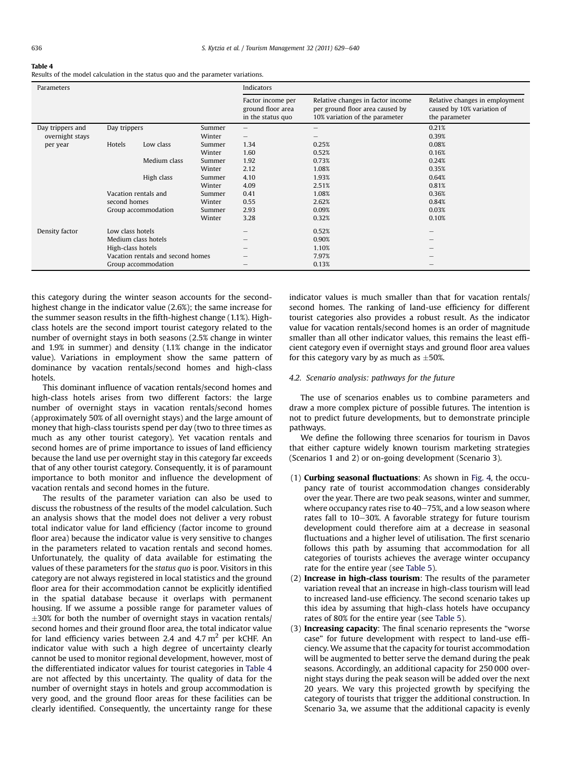**Table 4**
Results of the model calculation in the status quo and the parameter variations.

| Parameters | | | | Indicators | | |
|---|---|---|---|---|---|---|
| | | | | Factor income per ground floor area in the status quo | Relative changes in factor income per ground floor area caused by 10% variation of the parameter | Relative changes in employment caused by 10% variation of the parameter |
| Day trippers and overnight stays per year | Day trippers | | Summer | – | – | 0.21% |
| | | | Winter | – | – | 0.39% |
| | Hotels | Low class | Summer | 1.34 | 0.25% | 0.08% |
| | | | Winter | 1.60 | 0.52% | 0.16% |
| | | Medium class | Summer | 1.92 | 0.73% | 0.24% |
| | | | Winter | 2.12 | 1.08% | 0.35% |
| | | High class | Summer | 4.10 | 1.93% | 0.64% |
| | | | Winter | 4.09 | 2.51% | 0.81% |
| | Vacation rentals and second homes | | Summer | 0.41 | 1.08% | 0.36% |
| | | | Winter | 0.55 | 2.62% | 0.84% |
| | Group accommodation | | Summer | 2.93 | 0.09% | 0.03% |
| | | | Winter | 3.28 | 0.32% | 0.10% |
| Density factor | Low class hotels | | | – | 0.52% | – |
| | Medium class hotels | | | – | 0.90% | – |
| | High-class hotels | | | – | 1.10% | – |
| | Vacation rentals and second homes | | | – | 7.97% | – |
| | Group accommodation | | | – | 0.13% | – |

this category during the winter season accounts for the second-highest change in the indicator value (2.6%); the same increase for the summer season results in the fifth-highest change (1.1%). High-class hotels are the second import tourist category related to the number of overnight stays in both seasons (2.5% change in winter and 1.9% in summer) and density (1.1% change in the indicator value). Variations in employment show the same pattern of dominance by vacation rentals/second homes and high-class hotels.

This dominant influence of vacation rentals/second homes and high-class hotels arises from two different factors: the large number of overnight stays in vacation rentals/second homes (approximately 50% of all overnight stays) and the large amount of money that high-class tourists spend per day (two to three times as much as any other tourist category). Yet vacation rentals and second homes are of prime importance to issues of land efficiency because the land use per overnight stay in this category far exceeds that of any other tourist category. Consequently, it is of paramount importance to both monitor and influence the development of vacation rentals and second homes in the future.

The results of the parameter variation can also be used to discuss the robustness of the results of the model calculation. Such an analysis shows that the model does not deliver a very robust total indicator value for land efficiency (factor income to ground floor area) because the indicator value is very sensitive to changes in the parameters related to vacation rentals and second homes. Unfortunately, the quality of data available for estimating the values of these parameters for the *status quo* is poor. Visitors in this category are not always registered in local statistics and the ground floor area for their accommodation cannot be explicitly identified in the spatial database because it overlaps with permanent housing. If we assume a possible range for parameter values of $\pm$30% for both the number of overnight stays in vacation rentals/second homes and their ground floor area, the total indicator value for land efficiency varies between 2.4 and 4.7 $m^2$ per kCHF. An indicator value with such a high degree of uncertainty clearly cannot be used to monitor regional development, however, most of the differentiated indicator values for tourist categories in Table 4 are not affected by this uncertainty. The quality of data for the number of overnight stays in hotels and group accommodation is very good, and the ground floor areas for these facilities can be clearly identified. Consequently, the uncertainty range for these indicator values is much smaller than that for vacation rentals/second homes. The ranking of land-use efficiency for different tourist categories also provides a robust result. As the indicator value for vacation rentals/second homes is an order of magnitude smaller than all other indicator values, this remains the least efficient category even if overnight stays and ground floor area values for this category vary by as much as $\pm$50%.

### 4.2. Scenario analysis: pathways for the future

The use of scenarios enables us to combine parameters and draw a more complex picture of possible futures. The intention is not to predict future developments, but to demonstrate principle pathways.

We define the following three scenarios for tourism in Davos that either capture widely known tourism marketing strategies (Scenarios 1 and 2) or on-going development (Scenario 3).

(1) **Curbing seasonal fluctuations**: As shown in Fig. 4, the occupancy rate of tourist accommodation changes considerably over the year. There are two peak seasons, winter and summer, where occupancy rates rise to 40–75%, and a low season where rates fall to 10–30%. A favorable strategy for future tourism development could therefore aim at a decrease in seasonal fluctuations and a higher level of utilisation. The first scenario follows this path by assuming that accommodation for all categories of tourists achieves the average winter occupancy rate for the entire year (see Table 5).

(2) **Increase in high-class tourism**: The results of the parameter variation reveal that an increase in high-class tourism will lead to increased land-use efficiency. The second scenario takes up this idea by assuming that high-class hotels have occupancy rates of 80% for the entire year (see Table 5).

(3) **Increasing capacity**: The final scenario represents the "worse case" for future development with respect to land-use efficiency. We assume that the capacity for tourist accommodation will be augmented to better serve the demand during the peak seasons. Accordingly, an additional capacity for 250 000 overnight stays during the peak season will be added over the next 20 years. We vary this projected growth by specifying the category of tourists that trigger the additional construction. In Scenario 3a, we assume that the additional capacity is evenly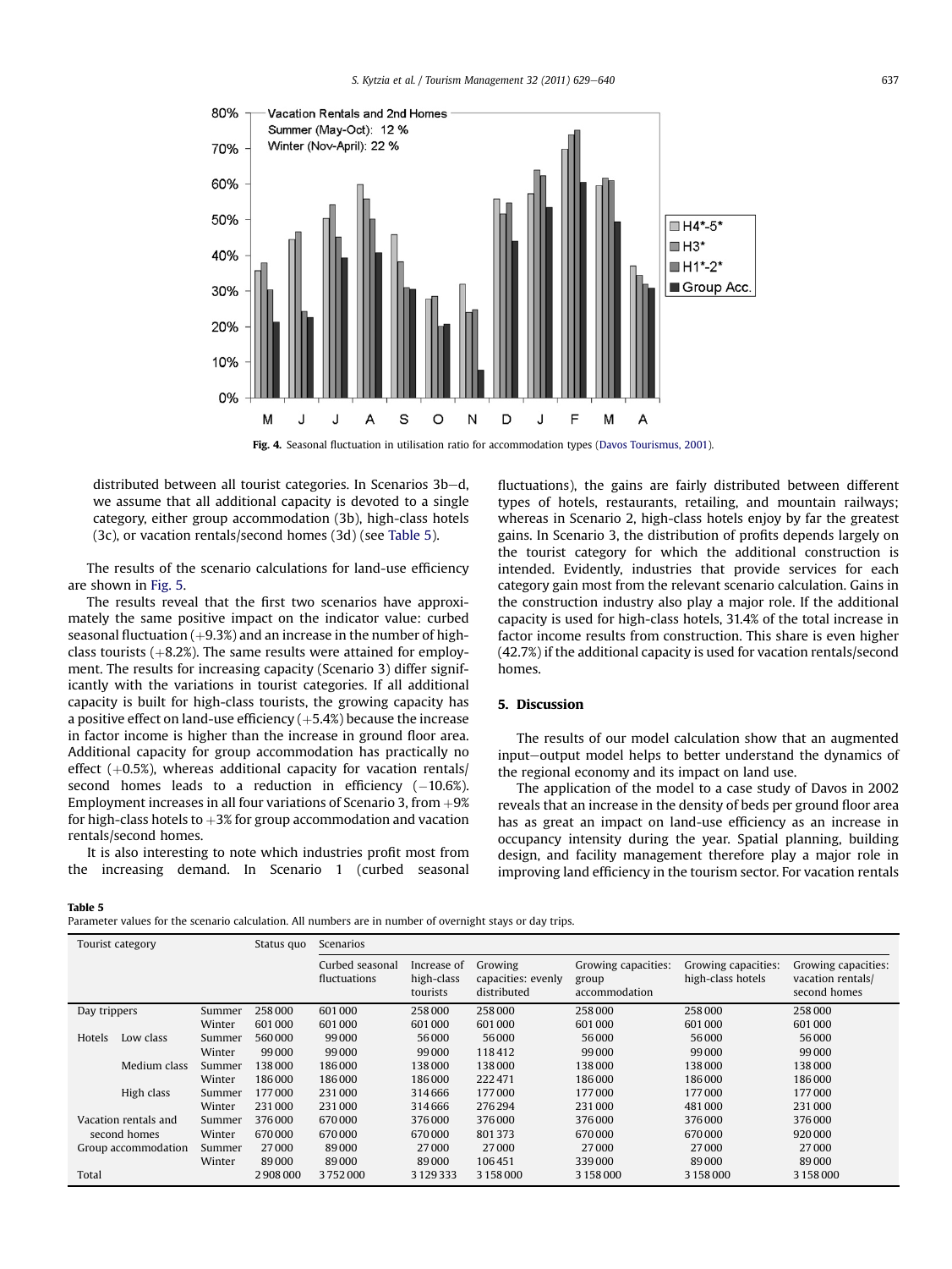Fig. 4. Seasonal fluctuation in utilisation ratio for accommodation types (Davos Tourismus, 2001).

distributed between all tourist categories. In Scenarios 3b–d, we assume that all additional capacity is devoted to a single category, either group accommodation (3b), high-class hotels (3c), or vacation rentals/second homes (3d) (see Table 5).

The results of the scenario calculations for land-use efficiency are shown in Fig. 5.

The results reveal that the first two scenarios have approximately the same positive impact on the indicator value: curbed seasonal fluctuation (+9.3%) and an increase in the number of high-class tourists (+8.2%). The same results were attained for employment. The results for increasing capacity (Scenario 3) differ significantly with the variations in tourist categories. If all additional capacity is built for high-class tourists, the growing capacity has a positive effect on land-use efficiency (+5.4%) because the increase in factor income is higher than the increase in ground floor area. Additional capacity for group accommodation has practically no effect (+0.5%), whereas additional capacity for vacation rentals/second homes leads to a reduction in efficiency (−10.6%). Employment increases in all four variations of Scenario 3, from +9% for high-class hotels to +3% for group accommodation and vacation rentals/second homes.

It is also interesting to note which industries profit most from the increasing demand. In Scenario 1 (curbed seasonal fluctuations), the gains are fairly distributed between different types of hotels, restaurants, retailing, and mountain railways; whereas in Scenario 2, high-class hotels enjoy by far the greatest gains. In Scenario 3, the distribution of profits depends largely on the tourist category for which the additional construction is intended. Evidently, industries that provide services for each category gain most from the relevant scenario calculation. Gains in the construction industry also play a major role. If the additional capacity is used for high-class hotels, 31.4% of the total increase in factor income results from construction. This share is even higher (42.7%) if the additional capacity is used for vacation rentals/second homes.

## 5. Discussion

The results of our model calculation show that an augmented input–output model helps to better understand the dynamics of the regional economy and its impact on land use.

The application of the model to a case study of Davos in 2002 reveals that an increase in the density of beds per ground floor area has as great an impact on land-use efficiency as an increase in occupancy intensity during the year. Spatial planning, building design, and facility management therefore play a major role in improving land efficiency in the tourism sector. For vacation rentals

**Table 5**
Parameter values for the scenario calculation. All numbers are in number of overnight stays or day trips.

| Tourist category | | | Status quo | Scenarios | | | | | |
|---|---|---|---|---|---|---|---|---|---|
| | | | | Curbed seasonal fluctuations | Increase of high-class tourists | Growing capacities: evenly distributed | Growing capacities: group accommodation | Growing capacities: high-class hotels | Growing capacities: vacation rentals/second homes |
| Day trippers | | Summer | 258 000 | 601 000 | 258 000 | 258 000 | 258 000 | 258 000 | 258 000 |
| | | Winter | 601 000 | 601 000 | 601 000 | 601 000 | 601 000 | 601 000 | 601 000 |
| Hotels | Low class | Summer | 560 000 | 99 000 | 56 000 | 56 000 | 56 000 | 56 000 | 56 000 |
| | | Winter | 99 000 | 99 000 | 99 000 | 118 412 | 99 000 | 99 000 | 99 000 |
| | Medium class | Summer | 138 000 | 186 000 | 138 000 | 138 000 | 138 000 | 138 000 | 138 000 |
| | | Winter | 186 000 | 186 000 | 186 000 | 222 471 | 186 000 | 186 000 | 186 000 |
| | High class | Summer | 177 000 | 231 000 | 314 666 | 177 000 | 177 000 | 177 000 | 177 000 |
| | | Winter | 231 000 | 231 000 | 314 666 | 276 294 | 231 000 | 481 000 | 231 000 |
| Vacation rentals and second homes | | Summer | 376 000 | 670 000 | 376 000 | 376 000 | 376 000 | 376 000 | 376 000 |
| | | Winter | 670 000 | 670 000 | 670 000 | 801 373 | 670 000 | 670 000 | 920 000 |
| Group accommodation | | Summer | 27 000 | 89 000 | 27 000 | 27 000 | 27 000 | 27 000 | 27 000 |
| | | Winter | 89 000 | 89 000 | 89 000 | 106 451 | 339 000 | 89 000 | 89 000 |
| Total | | | 2 908 000 | 3 752 000 | 3 129 333 | 3 158 000 | 3 158 000 | 3 158 000 | 3 158 000 |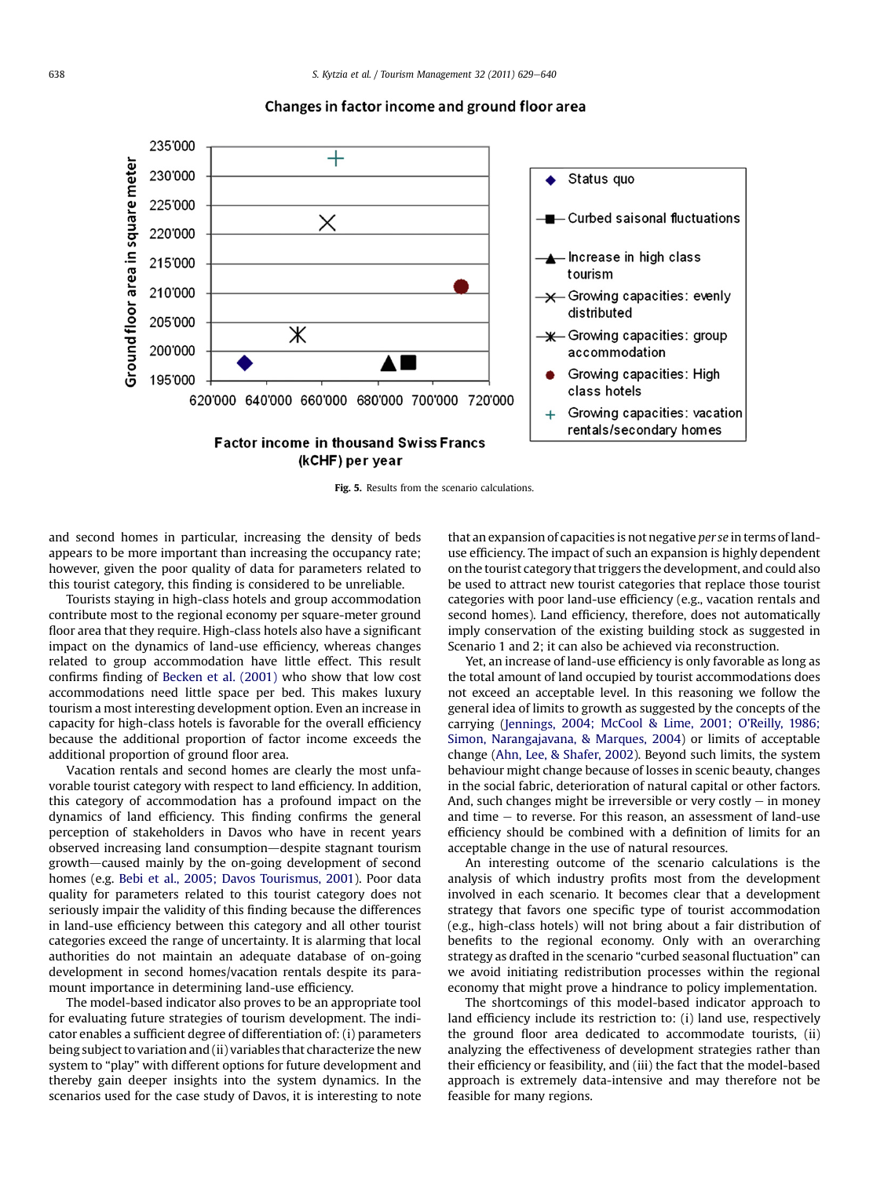**Changes in factor income and ground floor area**

Fig. 5. Results from the scenario calculations.

and second homes in particular, increasing the density of beds appears to be more important than increasing the occupancy rate; however, given the poor quality of data for parameters related to this tourist category, this finding is considered to be unreliable.

Tourists staying in high-class hotels and group accommodation contribute most to the regional economy per square-meter ground floor area that they require. High-class hotels also have a significant impact on the dynamics of land-use efficiency, whereas changes related to group accommodation have little effect. This result confirms finding of Becken et al. (2001) who show that low cost accommodations need little space per bed. This makes luxury tourism a most interesting development option. Even an increase in capacity for high-class hotels is favorable for the overall efficiency because the additional proportion of factor income exceeds the additional proportion of ground floor area.

Vacation rentals and second homes are clearly the most unfavorable tourist category with respect to land efficiency. In addition, this category of accommodation has a profound impact on the dynamics of land efficiency. This finding confirms the general perception of stakeholders in Davos who have in recent years observed increasing land consumption—despite stagnant tourism growth—caused mainly by the on-going development of second homes (e.g. Bebi et al., 2005; Davos Tourismus, 2001). Poor data quality for parameters related to this tourist category does not seriously impair the validity of this finding because the differences in land-use efficiency between this category and all other tourist categories exceed the range of uncertainty. It is alarming that local authorities do not maintain an adequate database of on-going development in second homes/vacation rentals despite its paramount importance in determining land-use efficiency.

The model-based indicator also proves to be an appropriate tool for evaluating future strategies of tourism development. The indicator enables a sufficient degree of differentiation of: (i) parameters being subject to variation and (ii) variables that characterize the new system to "play" with different options for future development and thereby gain deeper insights into the system dynamics. In the scenarios used for the case study of Davos, it is interesting to note that an expansion of capacities is not negative *per se* in terms of land-use efficiency. The impact of such an expansion is highly dependent on the tourist category that triggers the development, and could also be used to attract new tourist categories that replace those tourist categories with poor land-use efficiency (e.g., vacation rentals and second homes). Land efficiency, therefore, does not automatically imply conservation of the existing building stock as suggested in Scenario 1 and 2; it can also be achieved via reconstruction.

Yet, an increase of land-use efficiency is only favorable as long as the total amount of land occupied by tourist accommodations does not exceed an acceptable level. In this reasoning we follow the general idea of limits to growth as suggested by the concepts of the carrying (Jennings, 2004; McCool & Lime, 2001; O'Reilly, 1986; Simon, Narangajavana, & Marques, 2004) or limits of acceptable change (Ahn, Lee, & Shafer, 2002). Beyond such limits, the system behaviour might change because of losses in scenic beauty, changes in the social fabric, deterioration of natural capital or other factors. And, such changes might be irreversible or very costly – in money and time – to reverse. For this reason, an assessment of land-use efficiency should be combined with a definition of limits for an acceptable change in the use of natural resources.

An interesting outcome of the scenario calculations is the analysis of which industry profits most from the development involved in each scenario. It becomes clear that a development strategy that favors one specific type of tourist accommodation (e.g., high-class hotels) will not bring about a fair distribution of benefits to the regional economy. Only with an overarching strategy as drafted in the scenario "curbed seasonal fluctuation" can we avoid initiating redistribution processes within the regional economy that might prove a hindrance to policy implementation.

The shortcomings of this model-based indicator approach to land efficiency include its restriction to: (i) land use, respectively the ground floor area dedicated to accommodate tourists, (ii) analyzing the effectiveness of development strategies rather than their efficiency or feasibility, and (iii) the fact that the model-based approach is extremely data-intensive and may therefore not be feasible for many regions.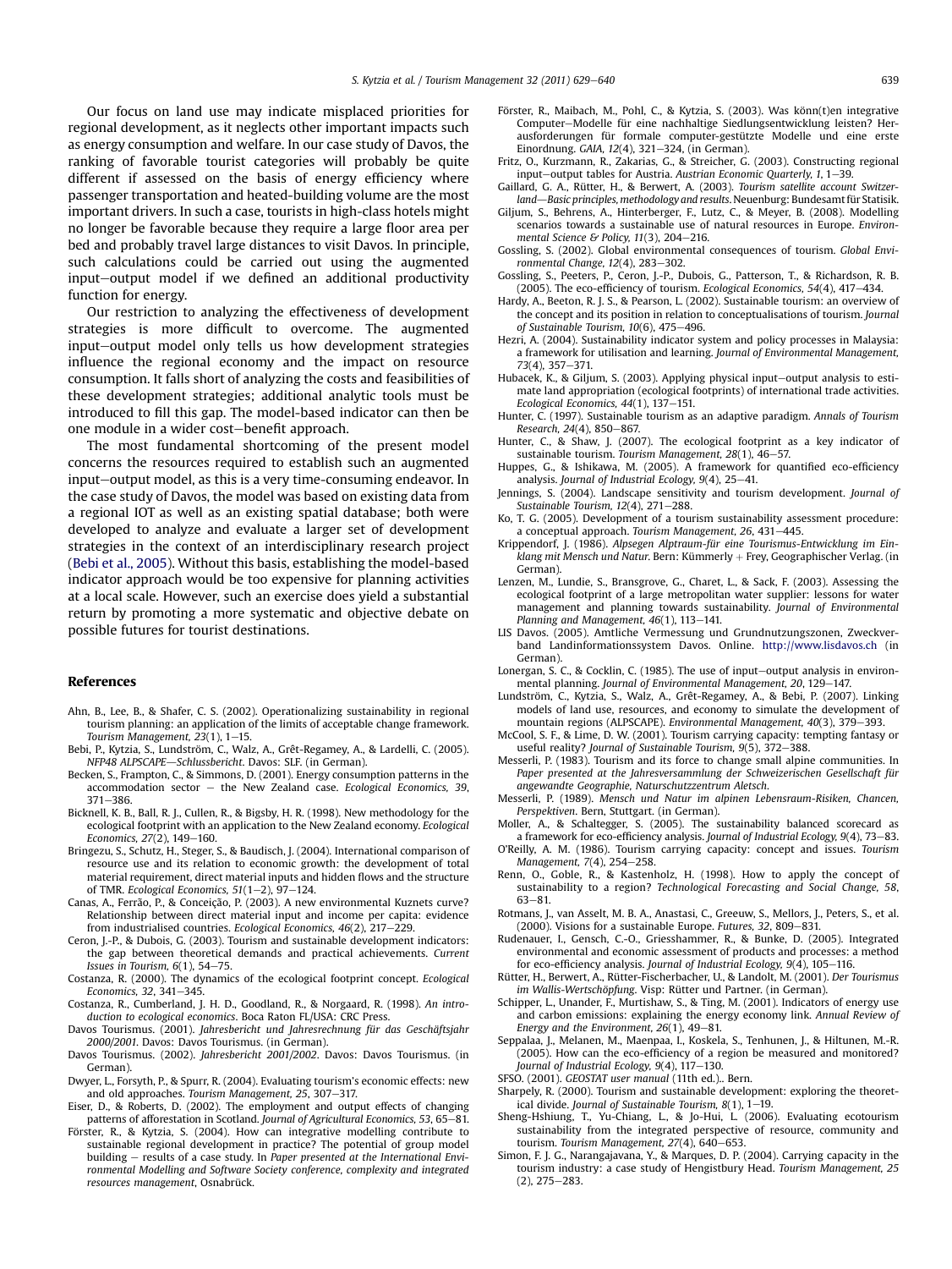Our focus on land use may indicate misplaced priorities for regional development, as it neglects other important impacts such as energy consumption and welfare. In our case study of Davos, the ranking of favorable tourist categories will probably be quite different if assessed on the basis of energy efficiency where passenger transportation and heated-building volume are the most important drivers. In such a case, tourists in high-class hotels might no longer be favorable because they require a large floor area per bed and probably travel large distances to visit Davos. In principle, such calculations could be carried out using the augmented input–output model if we defined an additional productivity function for energy.

Our restriction to analyzing the effectiveness of development strategies is more difficult to overcome. The augmented input–output model only tells us how development strategies influence the regional economy and the impact on resource consumption. It falls short of analyzing the costs and feasibilities of these development strategies; additional analytic tools must be introduced to fill this gap. The model-based indicator can then be one module in a wider cost–benefit approach.

The most fundamental shortcoming of the present model concerns the resources required to establish such an augmented input–output model, as this is a very time-consuming endeavor. In the case study of Davos, the model was based on existing data from a regional IOT as well as an existing spatial database; both were developed to analyze and evaluate a larger set of development strategies in the context of an interdisciplinary research project (Bebi et al., 2005). Without this basis, establishing the model-based indicator approach would be too expensive for planning activities at a local scale. However, such an exercise does yield a substantial return by promoting a more systematic and objective debate on possible futures for tourist destinations.

## References

Ahn, B., Lee, B., & Shafer, C. S. (2002). Operationalizing sustainability in regional tourism planning: an application of the limits of acceptable change framework. *Tourism Management, 23*(1), 1–15.

Bebi, P., Kytzia, S., Lundström, C., Walz, A., Grêt-Regamey, A., & Lardelli, C. (2005). *NFP48 ALPSCAPE—Schlussbericht*. Davos: SLF. (in German).

Becken, S., Frampton, C., & Simmons, D. (2001). Energy consumption patterns in the accommodation sector – the New Zealand case. *Ecological Economics, 39*, 371–386.

Bicknell, K. B., Ball, R. J., Cullen, R., & Bigsby, H. R. (1998). New methodology for the ecological footprint with an application to the New Zealand economy. *Ecological Economics, 27*(2), 149–160.

Bringezu, S., Schutz, H., Steger, S., & Baudisch, J. (2004). International comparison of resource use and its relation to economic growth: the development of total material requirement, direct material inputs and hidden flows and the structure of TMR. *Ecological Economics, 51*(1–2), 97–124.

Canas, A., Ferrão, P., & Conceição, P. (2003). A new environmental Kuznets curve? Relationship between direct material input and income per capita: evidence from industrialised countries. *Ecological Economics, 46*(2), 217–229.

Ceron, J.-P., & Dubois, G. (2003). Tourism and sustainable development indicators: the gap between theoretical demands and practical achievements. *Current Issues in Tourism, 6*(1), 54–75.

Costanza, R. (2000). The dynamics of the ecological footprint concept. *Ecological Economics, 32*, 341–345.

Costanza, R., Cumberland, J. H. D., Goodland, R., & Norgaard, R. (1998). *An introduction to ecological economics*. Boca Raton FL/USA: CRC Press.

Davos Tourismus. (2001). *Jahresbericht und Jahresrechnung für das Geschäftsjahr 2000/2001*. Davos: Davos Tourismus. (in German).

Davos Tourismus. (2002). *Jahresbericht 2001/2002*. Davos: Davos Tourismus. (in German).

Dwyer, L., Forsyth, P., & Spurr, R. (2004). Evaluating tourism's economic effects: new and old approaches. *Tourism Management, 25*, 307–317.

Eiser, D., & Roberts, D. (2002). The employment and output effects of changing patterns of afforestation in Scotland. *Journal of Agricultural Economics, 53*, 65–81.

Förster, R., & Kytzia, S. (2004). How can integrative modelling contribute to sustainable regional development in practice? The potential of group model building – results of a case study. In *Paper presented at the International Environmental Modelling and Software Society conference, complexity and integrated resources management*, Osnabrück.

Förster, R., Maibach, M., Pohl, C., & Kytzia, S. (2003). Was könn(t)en integrative Computer–Modelle für eine nachhaltige Siedlungsentwicklung leisten? Herausforderungen für formale computer-gestützte Modelle und eine erste Einordnung. *GAIA, 12*(4), 321–324, (in German).

Fritz, O., Kurzmann, R., Zakarias, G., & Streicher, G. (2003). Constructing regional input–output tables for Austria. *Austrian Economic Quarterly, 1*, 1–39.

Gaillard, G. A., Rütter, H., & Berwert, A. (2003). *Tourism satellite account Switzerland—Basic principles, methodology and results*. Neuenburg: Bundesamt für Statisik.

Giljum, S., Behrens, A., Hinterberger, F., Lutz, C., & Meyer, B. (2008). Modelling scenarios towards a sustainable use of natural resources in Europe. *Environmental Science & Policy, 11*(3), 204–216.

Gossling, S. (2002). Global environmental consequences of tourism. *Global Environmental Change, 12*(4), 283–302.

Gossling, S., Peeters, P., Ceron, J.-P., Dubois, G., Patterson, T., & Richardson, R. B. (2005). The eco-efficiency of tourism. *Ecological Economics, 54*(4), 417–434.

Hardy, A., Beeton, R. J. S., & Pearson, L. (2002). Sustainable tourism: an overview of the concept and its position in relation to conceptualisations of tourism. *Journal of Sustainable Tourism, 10*(6), 475–496.

Hezri, A. (2004). Sustainability indicator system and policy processes in Malaysia: a framework for utilisation and learning. *Journal of Environmental Management, 73*(4), 357–371.

Hubacek, K., & Giljum, S. (2003). Applying physical input–output analysis to estimate land appropriation (ecological footprints) of international trade activities. *Ecological Economics, 44*(1), 137–151.

Hunter, C. (1997). Sustainable tourism as an adaptive paradigm. *Annals of Tourism Research, 24*(4), 850–867.

Hunter, C., & Shaw, J. (2007). The ecological footprint as a key indicator of sustainable tourism. *Tourism Management, 28*(1), 46–57.

Huppes, G., & Ishikawa, M. (2005). A framework for quantified eco-efficiency analysis. *Journal of Industrial Ecology, 9*(4), 25–41.

Jennings, S. (2004). Landscape sensitivity and tourism development. *Journal of Sustainable Tourism, 12*(4), 271–288.

Ko, T. G. (2005). Development of a tourism sustainability assessment procedure: a conceptual approach. *Tourism Management, 26*, 431–445.

Krippendorf, J. (1986). *Alpsegen Alptraum-für eine Tourismus-Entwicklung im Einklang mit Mensch und Natur*. Bern: Kümmerly + Frey, Geographischer Verlag. (in German).

Lenzen, M., Lundie, S., Bransgrove, G., Charet, L., & Sack, F. (2003). Assessing the ecological footprint of a large metropolitan water supplier: lessons for water management and planning towards sustainability. *Journal of Environmental Planning and Management, 46*(1), 113–141.

LIS Davos. (2005). Amtliche Vermessung und Grundnutzungszonen, Zweckverband Landinformationssystem Davos. Online. http://www.lisdavos.ch (in German).

Lonergan, S. C., & Cocklin, C. (1985). The use of input–output analysis in environmental planning. *Journal of Environmental Management, 20*, 129–147.

Lundström, C., Kytzia, S., Walz, A., Grêt-Regamey, A., & Bebi, P. (2007). Linking models of land use, resources, and economy to simulate the development of mountain regions (ALPSCAPE). *Environmental Management, 40*(3), 379–393.

McCool, S. F., & Lime, D. W. (2001). Tourism carrying capacity: tempting fantasy or useful reality? *Journal of Sustainable Tourism, 9*(5), 372–388.

Messerli, P. (1983). Tourism and its force to change small alpine communities. In *Paper presented at the Jahresversammlung der Schweizerischen Gesellschaft für angewandte Geographie, Naturschutzzentrum Aletsch*.

Messerli, P. (1989). *Mensch und Natur im alpinen Lebensraum-Risiken, Chancen, Perspektiven*. Bern, Stuttgart. (in German).

Moller, A., & Schaltegger, S. (2005). The sustainability balanced scorecard as a framework for eco-efficiency analysis. *Journal of Industrial Ecology, 9*(4), 73–83.

O'Reilly, A. M. (1986). Tourism carrying capacity: concept and issues. *Tourism Management, 7*(4), 254–258.

Renn, O., Goble, R., & Kastenholz, H. (1998). How to apply the concept of sustainability to a region? *Technological Forecasting and Social Change, 58*, 63–81.

Rotmans, J., van Asselt, M. B. A., Anastasi, C., Greeuw, S., Mellors, J., Peters, S., et al. (2000). Visions for a sustainable Europe. *Futures, 32*, 809–831.

Rudenauer, I., Gensch, C.-O., Griesshammer, R., & Bunke, D. (2005). Integrated environmental and economic assessment of products and processes: a method for eco-efficiency analysis. *Journal of Industrial Ecology, 9*(4), 105–116.

Rütter, H., Berwert, A., Rütter-Fischerbacher, U., & Landolt, M. (2001). *Der Tourismus im Wallis-Wertschöpfung*. Visp: Rütter und Partner. (in German).

Schipper, L., Unander, F., Murtishaw, S., & Ting, M. (2001). Indicators of energy use and carbon emissions: explaining the energy economy link. *Annual Review of Energy and the Environment, 26*(1), 49–81.

Seppalaa, J., Melanen, M., Maenpaa, I., Koskela, S., Tenhunen, J., & Hiltunen, M.-R. (2005). How can the eco-efficiency of a region be measured and monitored? *Journal of Industrial Ecology, 9*(4), 117–130.

SFSO. (2001). *GEOSTAT user manual* (11th ed.).. Bern.

Sharpely, R. (2000). Tourism and sustainable development: exploring the theoretical divide. *Journal of Sustainable Tourism, 8*(1), 1–19.

Sheng-Hshiung, T., Yu-Chiang, L., & Jo-Hui, L. (2006). Evaluating ecotourism sustainability from the integrated perspective of resource, community and tourism. *Tourism Management, 27*(4), 640–653.

Simon, F. J. G., Narangajavana, Y., & Marques, D. P. (2004). Carrying capacity in the tourism industry: a case study of Hengistbury Head. *Tourism Management, 25*(2), 275–283.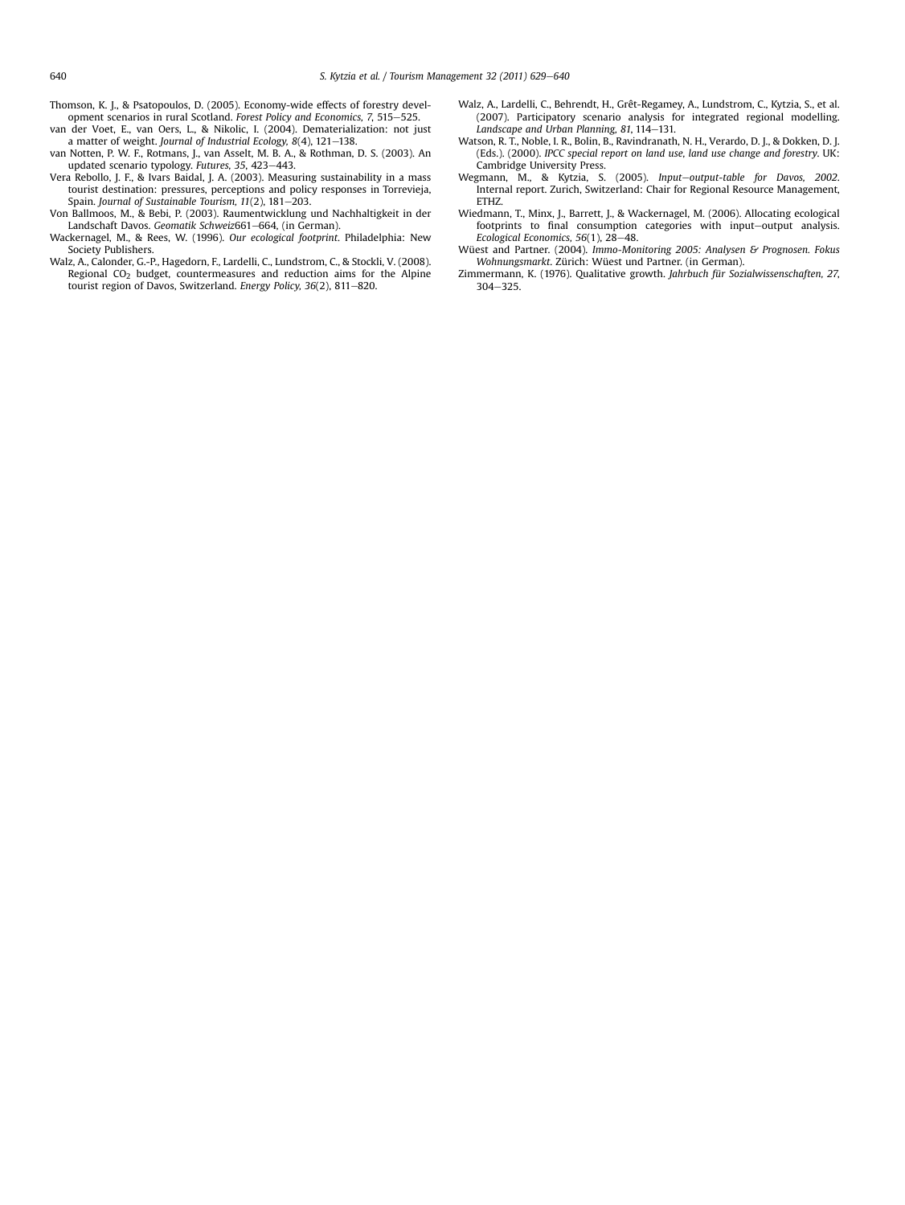Thomson, K. J., & Psatopoulos, D. (2005). Economy-wide effects of forestry development scenarios in rural Scotland. *Forest Policy and Economics, 7*, 515–525.

van der Voet, E., van Oers, L., & Nikolic, I. (2004). Dematerialization: not just a matter of weight. *Journal of Industrial Ecology, 8*(4), 121–138.

van Notten, P. W. F., Rotmans, J., van Asselt, M. B. A., & Rothman, D. S. (2003). An updated scenario typology. *Futures, 35*, 423–443.

Vera Rebollo, J. F., & Ivars Baidal, J. A. (2003). Measuring sustainability in a mass tourist destination: pressures, perceptions and policy responses in Torrevieja, Spain. *Journal of Sustainable Tourism, 11*(2), 181–203.

Von Ballmoos, M., & Bebi, P. (2003). Raumentwicklung und Nachhaltigkeit in der Landschaft Davos. *Geomatik Schweiz*661–664, (in German).

Wackernagel, M., & Rees, W. (1996). *Our ecological footprint*. Philadelphia: New Society Publishers.

Walz, A., Calonder, G.-P., Hagedorn, F., Lardelli, C., Lundstrom, C., & Stockli, V. (2008). Regional $CO_2$ budget, countermeasures and reduction aims for the Alpine tourist region of Davos, Switzerland. *Energy Policy, 36*(2), 811–820.

Walz, A., Lardelli, C., Behrendt, H., Grêt-Regamey, A., Lundstrom, C., Kytzia, S., et al. (2007). Participatory scenario analysis for integrated regional modelling. *Landscape and Urban Planning, 81*, 114–131.

Watson, R. T., Noble, I. R., Bolin, B., Ravindranath, N. H., Verardo, D. J., & Dokken, D. J. (Eds.). (2000). *IPCC special report on land use, land use change and forestry*. UK: Cambridge University Press.

Wegmann, M., & Kytzia, S. (2005). *Input–output-table for Davos, 2002*. Internal report. Zurich, Switzerland: Chair for Regional Resource Management, ETHZ.

Wiedmann, T., Minx, J., Barrett, J., & Wackernagel, M. (2006). Allocating ecological footprints to final consumption categories with input–output analysis. *Ecological Economics, 56*(1), 28–48.

Wüest and Partner. (2004). *Immo-Monitoring 2005: Analysen & Prognosen. Fokus Wohnungsmarkt*. Zürich: Wüest und Partner. (in German).

Zimmermann, K. (1976). Qualitative growth. *Jahrbuch für Sozialwissenschaften, 27*, 304–325.